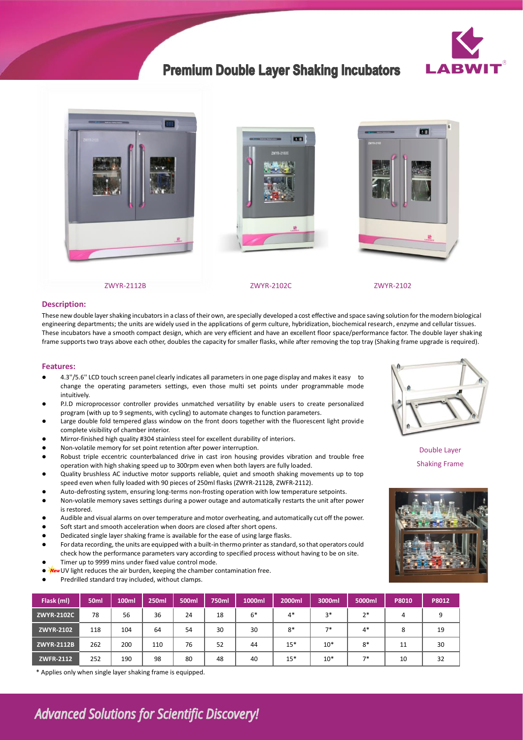# Premium Double Layer Shaking Incubators

ZWYR-2112B

ZWYR-2102C

ZWYR-2102

## Description:

These new double layer shaking incubators in a class of their own, are specially developed a cost effective and space saving solution for the modern biological engineering departments; the units are widely used in the applications of germ culture, hybridization, biochemical research, enzyme and cellular tissues. These incubators have a smooth compact design, which are very efficient and have an excellent floor space/performance factor. The double layer shaking frame supports two trays above each other, doubles the capacity for smaller flasks, while after removing the top tray (Shaking frame upgrade is required).

## Features:

- 4.3''/5.6'' LCD touch screen panel clearly indicates all parameters in one page display and makes it easy to change the operating parameters settings, even those multi set points under programmable mode intuitively.
- P.I.D microprocessor controller provides unmatched versatility by enable users to create personalized program (with up to 9 segments, with cycling) to automate changes to function parameters.
- Large double fold tempered glass window on the front doors together with the fluorescent light provide complete visibility of chamber interior.
- Mirror-finished high quality #304 stainless steel for excellent durability of interiors.
- Non-volatile memory for set point retention after power interruption.
- Robust triple eccentric counterbalanced drive in cast iron housing provides vibration and trouble free operation with high shaking speed up to 300rpm even when both layers are fully loaded.
- Quality brushless AC inductive motor supports reliable, quiet and smooth shaking movements up to top speed even when fully loaded with 90 pieces of 250ml flasks (ZWYR-2112B, ZWFR-2112).
- Auto-defrosting system, ensuring long-terms non-frosting operation with low temperature setpoints.
- Non-volatile memory saves settings during a power outage and automatically restarts the unit after power is restored.
- Audible and visual alarms on over temperature and motor overheating, and automatically cut off the power.
- Soft start and smooth acceleration when doors are closed after short opens.
- Dedicated single layer shaking frame is available for the ease of using large flasks.
- For data recording, the units are equipped with a built-in thermo printer as standard, so that operators could check how the performance parameters vary according to specified process without having to be on site.
- Timer up to 9999 mins under fixed value control mode.
- *New* UV light reduces the air burden, keeping the chamber contamination free.
- Predrilled standard tray included, without clamps.

Double Layer Shaking Frame

| Flask (ml) | 50ml | 100ml | 250ml | 500ml | 750ml | 1000ml | 2000ml | 3000ml | 5000ml | P8010 | P8012 |
|---|---|---|---|---|---|---|---|---|---|---|---|
| ZWYR-2102C | 78 | 56 | 36 | 24 | 18 | 6* | 4* | 3* | 2* | 4 | 9 |
| ZWYR-2102 | 118 | 104 | 64 | 54 | 30 | 30 | 8* | 7* | 4* | 8 | 19 |
| ZWYR-2112B | 262 | 200 | 110 | 76 | 52 | 44 | 15* | 10* | 8* | 11 | 30 |
| ZWFR-2112 | 252 | 190 | 98 | 80 | 48 | 40 | 15* | 10* | 7* | 10 | 32 |

\* Applies only when single layer shaking frame is equipped.

*Advanced Solutions for Scientific Discovery!*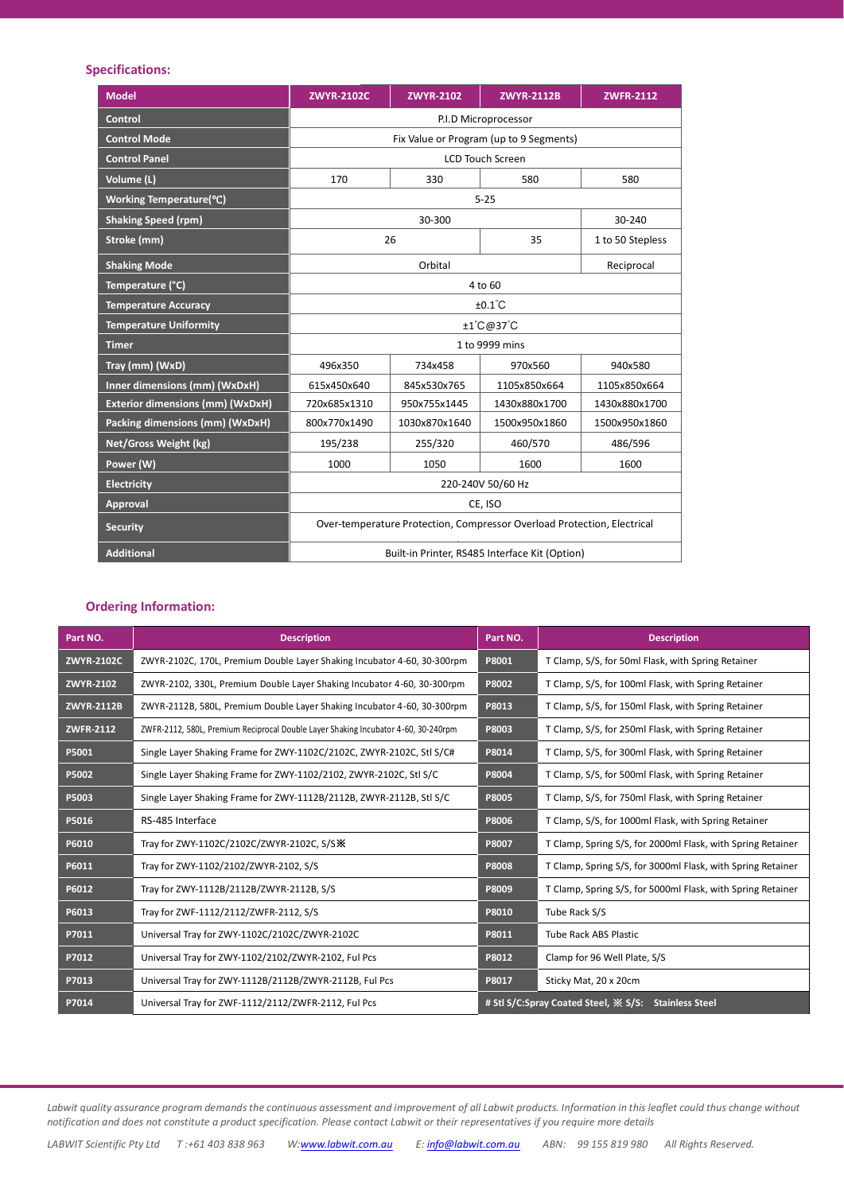## Specifications:

| Model | ZWYR-2102C | ZWYR-2102 | ZWYR-2112B | ZWFR-2112 |
|---|---|---|---|---|
| Control | P.I.D Microprocessor | | | |
| Control Mode | Fix Value or Program (up to 9 Segments) | | | |
| Control Panel | LCD Touch Screen | | | |
| Volume (L) | 170 | 330 | 580 | 580 |
| Working Temperature(°C) | 5-25 | | | |
| Shaking Speed (rpm) | 30-300 | | | 30-240 |
| Stroke (mm) | 26 | | 35 | 1 to 50 Stepless |
| Shaking Mode | Orbital | | | Reciprocal |
| Temperature (°C) | 4 to 60 | | | |
| Temperature Accuracy | ±0.1°C | | | |
| Temperature Uniformity | ±1°C@37°C | | | |
| Timer | 1 to 9999 mins | | | |
| Tray (mm) (WxD) | 496x350 | 734x458 | 970x560 | 940x580 |
| Inner dimensions (mm) (WxDxH) | 615x450x640 | 845x530x765 | 1105x850x664 | 1105x850x664 |
| Exterior dimensions (mm) (WxDxH) | 720x685x1310 | 950x755x1445 | 1430x880x1700 | 1430x880x1700 |
| Packing dimensions (mm) (WxDxH) | 800x770x1490 | 1030x870x1640 | 1500x950x1860 | 1500x950x1860 |
| Net/Gross Weight (kg) | 195/238 | 255/320 | 460/570 | 486/596 |
| Power (W) | 1000 | 1050 | 1600 | 1600 |
| Electricity | 220-240V 50/60 Hz | | | |
| Approval | CE, ISO | | | |
| Security | Over-temperature Protection, Compressor Overload Protection, Electrical | | | |
| Additional | Built-in Printer, RS485 Interface Kit (Option) | | | |

## Ordering Information:

| Part NO. | Description | Part NO. | Description |
|---|---|---|---|
| ZWYR-2102C | ZWYR-2102C, 170L, Premium Double Layer Shaking Incubator 4-60, 30-300rpm | P8001 | T Clamp, S/S, for 50ml Flask, with Spring Retainer |
| ZWYR-2102 | ZWYR-2102, 330L, Premium Double Layer Shaking Incubator 4-60, 30-300rpm | P8002 | T Clamp, S/S, for 100ml Flask, with Spring Retainer |
| ZWYR-2112B | ZWYR-2112B, 580L, Premium Double Layer Shaking Incubator 4-60, 30-300rpm | P8013 | T Clamp, S/S, for 150ml Flask, with Spring Retainer |
| ZWFR-2112 | ZWFR-2112, 580L, Premium Reciprocal Double Layer Shaking Incubator 4-60, 30-240rpm | P8003 | T Clamp, S/S, for 250ml Flask, with Spring Retainer |
| P5001 | Single Layer Shaking Frame for ZWY-1102C/2102C, ZWYR-2102C, Stl S/C# | P8014 | T Clamp, S/S, for 300ml Flask, with Spring Retainer |
| P5002 | Single Layer Shaking Frame for ZWY-1102/2102, ZWYR-2102C, Stl S/C | P8004 | T Clamp, S/S, for 500ml Flask, with Spring Retainer |
| P5003 | Single Layer Shaking Frame for ZWY-1112B/2112B, ZWYR-2112B, Stl S/C | P8005 | T Clamp, S/S, for 750ml Flask, with Spring Retainer |
| P5016 | RS-485 Interface | P8006 | T Clamp, S/S, for 1000ml Flask, with Spring Retainer |
| P6010 | Tray for ZWY-1102C/2102C/ZWYR-2102C, S/S※ | P8007 | T Clamp, Spring S/S, for 2000ml Flask, with Spring Retainer |
| P6011 | Tray for ZWY-1102/2102/ZWYR-2102, S/S | P8008 | T Clamp, Spring S/S, for 3000ml Flask, with Spring Retainer |
| P6012 | Tray for ZWY-1112B/2112B/ZWYR-2112B, S/S | P8009 | T Clamp, Spring S/S, for 5000ml Flask, with Spring Retainer |
| P6013 | Tray for ZWF-1112/2112/ZWFR-2112, S/S | P8010 | Tube Rack S/S |
| P7011 | Universal Tray for ZWY-1102C/2102C/ZWYR-2102C | P8011 | Tube Rack ABS Plastic |
| P7012 | Universal Tray for ZWY-1102/2102/ZWYR-2102, Ful Pcs | P8012 | Clamp for 96 Well Plate, S/S |
| P7013 | Universal Tray for ZWY-1112B/2112B/ZWYR-2112B, Ful Pcs | P8017 | Sticky Mat, 20 x 20cm |
| P7014 | Universal Tray for ZWF-1112/2112/ZWFR-2112, Ful Pcs | # Stl S/C:Spray Coated Steel, ※ S/S: Stainless Steel | |

*Labwit quality assurance program demands the continuous assessment and improvement of all Labwit products. Information in this leaflet could thus change without notification and does not constitute a product specification. Please contact Labwit or their representatives if you require more details*

*LABWIT Scientific Pty Ltd T :+61 403 838 963 W:www.labwit.com.au E: info@labwit.com.au ABN: 99 155 819 980 All Rights Reserved.*